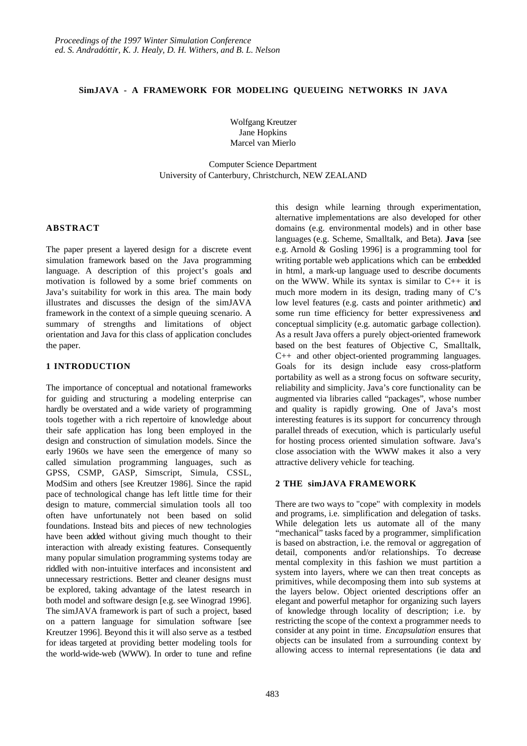*Proceedings of the 1997 Winter Simulation Conference*
*ed. S. Andradóttir, K. J. Healy, D. H. Withers, and B. L. Nelson*

# SimJAVA - A FRAMEWORK FOR MODELING QUEUEING NETWORKS IN JAVA

Wolfgang Kreutzer
Jane Hopkins
Marcel van Mierlo

Computer Science Department
University of Canterbury, Christchurch, NEW ZEALAND

## ABSTRACT

The paper present a layered design for a discrete event simulation framework based on the Java programming language. A description of this project's goals and motivation is followed by a some brief comments on Java's suitability for work in this area. The main body illustrates and discusses the design of the simJAVA framework in the context of a simple queuing scenario. A summary of strengths and limitations of object orientation and Java for this class of application concludes the paper.

## 1 INTRODUCTION

The importance of conceptual and notational frameworks for guiding and structuring a modeling enterprise can hardly be overstated and a wide variety of programming tools together with a rich repertoire of knowledge about their safe application has long been employed in the design and construction of simulation models. Since the early 1960s we have seen the emergence of many so called simulation programming languages, such as GPSS, CSMP, GASP, Simscript, Simula, CSSL, ModSim and others [see Kreutzer 1986]. Since the rapid pace of technological change has left little time for their design to mature, commercial simulation tools all too often have unfortunately not been based on solid foundations. Instead bits and pieces of new technologies have been added without giving much thought to their interaction with already existing features. Consequently many popular simulation programming systems today are riddled with non-intuitive interfaces and inconsistent and unnecessary restrictions. Better and cleaner designs must be explored, taking advantage of the latest research in both model and software design [e.g. see Winograd 1996]. The simJAVA framework is part of such a project, based on a pattern language for simulation software [see Kreutzer 1996]. Beyond this it will also serve as a testbed for ideas targeted at providing better modeling tools for the world-wide-web (WWW). In order to tune and refine this design while learning through experimentation, alternative implementations are also developed for other domains (e.g. environmental models) and in other base languages (e.g. Scheme, Smalltalk, and Beta). **Java** [see e.g. Arnold & Gosling 1996] is a programming tool for writing portable web applications which can be embedded in html, a mark-up language used to describe documents on the WWW. While its syntax is similar to C++ it is much more modern in its design, trading many of C's low level features (e.g. casts and pointer arithmetic) and some run time efficiency for better expressiveness and conceptual simplicity (e.g. automatic garbage collection). As a result Java offers a purely object-oriented framework based on the best features of Objective C, Smalltalk, C++ and other object-oriented programming languages. Goals for its design include easy cross-platform portability as well as a strong focus on software security, reliability and simplicity. Java's core functionality can be augmented via libraries called "packages", whose number and quality is rapidly growing. One of Java's most interesting features is its support for concurrency through parallel threads of execution, which is particularly useful for hosting process oriented simulation software. Java's close association with the WWW makes it also a very attractive delivery vehicle for teaching.

## 2 THE simJAVA FRAMEWORK

There are two ways to "cope" with complexity in models and programs, i.e. simplification and delegation of tasks. While delegation lets us automate all of the many "mechanical" tasks faced by a programmer, simplification is based on abstraction, i.e. the removal or aggregation of detail, components and/or relationships. To decrease mental complexity in this fashion we must partition a system into layers, where we can then treat concepts as primitives, while decomposing them into sub systems at the layers below. Object oriented descriptions offer an elegant and powerful metaphor for organizing such layers of knowledge through locality of description; i.e. by restricting the scope of the context a programmer needs to consider at any point in time. *Encapsulation* ensures that objects can be insulated from a surrounding context by allowing access to internal representations (ie data and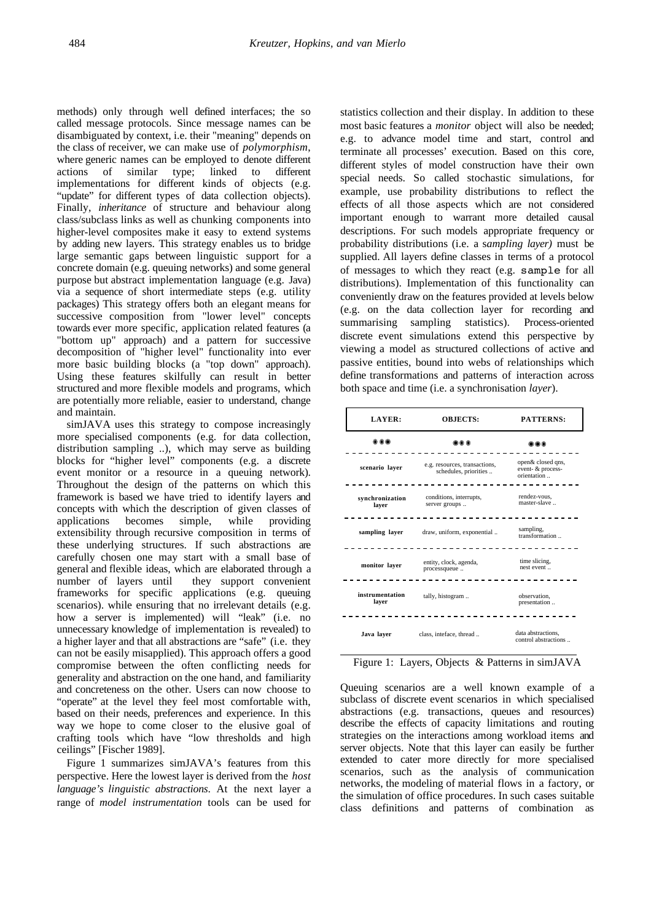methods) only through well defined interfaces; the so called message protocols. Since message names can be disambiguated by context, i.e. their "meaning" depends on the class of receiver, we can make use of *polymorphism,* where generic names can be employed to denote different actions of similar type; linked to different implementations for different kinds of objects (e.g. "update" for different types of data collection objects). Finally, *inheritance* of structure and behaviour along class/subclass links as well as chunking components into higher-level composites make it easy to extend systems by adding new layers. This strategy enables us to bridge large semantic gaps between linguistic support for a concrete domain (e.g. queuing networks) and some general purpose but abstract implementation language (e.g. Java) via a sequence of short intermediate steps (e.g. utility packages) This strategy offers both an elegant means for successive composition from "lower level" concepts towards ever more specific, application related features (a "bottom up" approach) and a pattern for successive decomposition of "higher level" functionality into ever more basic building blocks (a "top down" approach). Using these features skilfully can result in better structured and more flexible models and programs, which are potentially more reliable, easier to understand, change and maintain.

simJAVA uses this strategy to compose increasingly more specialised components (e.g. for data collection, distribution sampling ..), which may serve as building blocks for "higher level" components (e.g. a discrete event monitor or a resource in a queuing network). Throughout the design of the patterns on which this framework is based we have tried to identify layers and concepts with which the description of given classes of applications becomes simple, while providing extensibility through recursive composition in terms of these underlying structures. If such abstractions are carefully chosen one may start with a small base of general and flexible ideas, which are elaborated through a number of layers until they support convenient frameworks for specific applications (e.g. queuing scenarios). while ensuring that no irrelevant details (e.g. how a server is implemented) will "leak" (i.e. no unnecessary knowledge of implementation is revealed) to a higher layer and that all abstractions are "safe" (i.e. they can not be easily misapplied). This approach offers a good compromise between the often conflicting needs for generality and abstraction on the one hand, and familiarity and concreteness on the other. Users can now choose to "operate" at the level they feel most comfortable with, based on their needs, preferences and experience. In this way we hope to come closer to the elusive goal of crafting tools which have "low thresholds and high ceilings" [Fischer 1989].

Figure 1 summarizes simJAVA's features from this perspective. Here the lowest layer is derived from the *host language's linguistic abstractions.* At the next layer a range of *model instrumentation* tools can be used for statistics collection and their display. In addition to these most basic features a *monitor* object will also be needed; e.g. to advance model time and start, control and terminate all processes' execution. Based on this core, different styles of model construction have their own special needs. So called stochastic simulations, for example, use probability distributions to reflect the effects of all those aspects which are not considered important enough to warrant more detailed causal descriptions. For such models appropriate frequency or probability distributions (i.e. a *sampling layer)* must be supplied. All layers define classes in terms of a protocol of messages to which they react (e.g. `sample` for all distributions). Implementation of this functionality can conveniently draw on the features provided at levels below (e.g. on the data collection layer for recording and summarising sampling statistics). Process-oriented discrete event simulations extend this perspective by viewing a model as structured collections of active and passive entities, bound into webs of relationships which define transformations and patterns of interaction across both space and time (i.e. a synchronisation *layer*).

| LAYER: | OBJECTS: | PATTERNS: |
|---|---|---|
| ●●● | ●●● | ●●● |
| scenario layer | e.g. resources, transactions, schedules, priorities .. | open& closed qns, event- & process-orientation .. |
| synchronization layer | conditions, interrupts, server groups .. | rendez-vous, master-slave .. |
| sampling layer | draw, uniform, exponential .. | sampling, transformation .. |
| monitor layer | entity, clock, agenda, processqueue .. | time slicing, nest event .. |
| instrumentation layer | tally, histogram .. | observation, presentation .. |
| Java layer | class, inteface, thread .. | data abstractions, control abstractions .. |

Figure 1: Layers, Objects & Patterns in simJAVA

Queuing scenarios are a well known example of a subclass of discrete event scenarios in which specialised abstractions (e.g. transactions, queues and resources) describe the effects of capacity limitations and routing strategies on the interactions among workload items and server objects. Note that this layer can easily be further extended to cater more directly for more specialised scenarios, such as the analysis of communication networks, the modeling of material flows in a factory, or the simulation of office procedures. In such cases suitable class definitions and patterns of combination as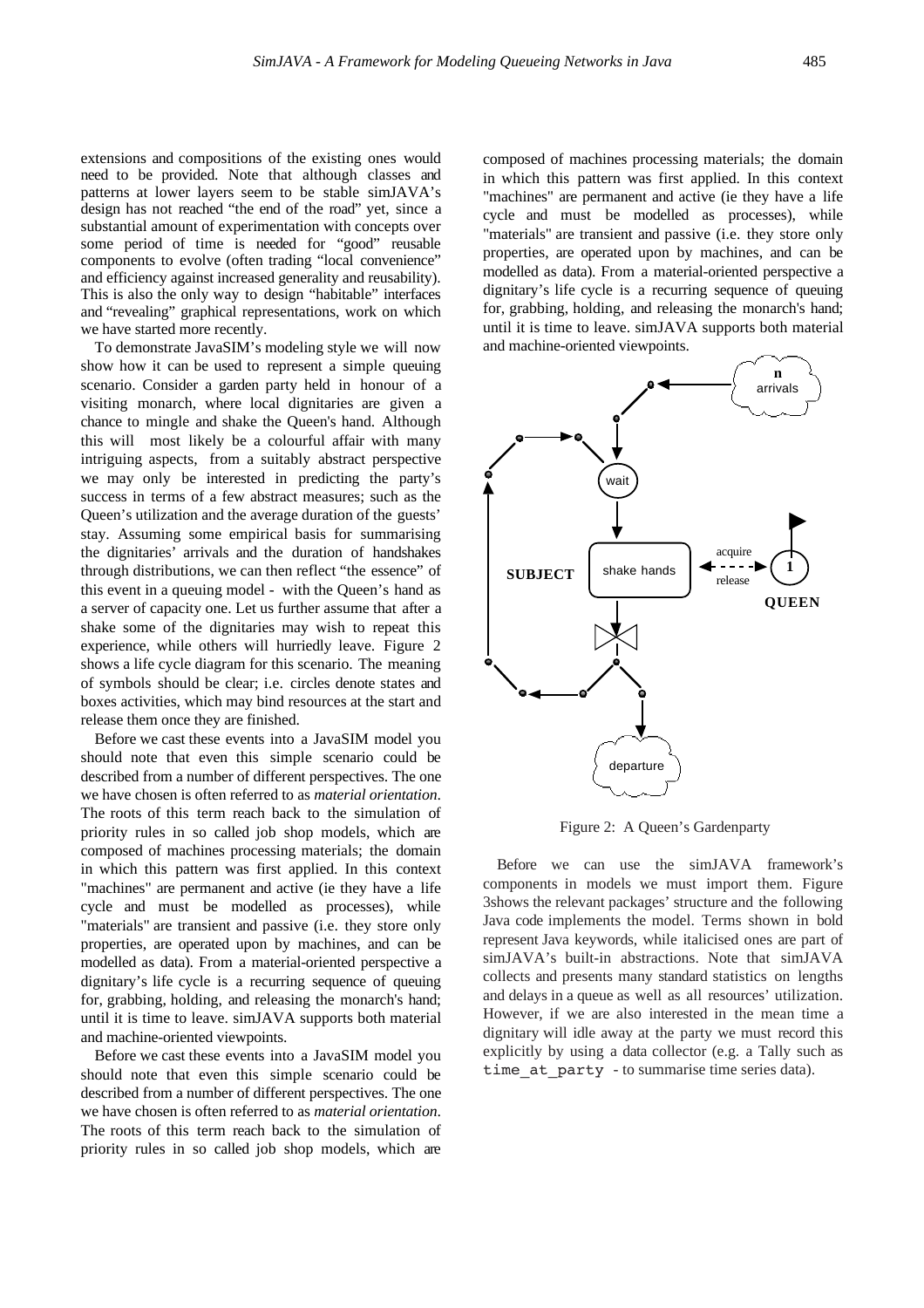extensions and compositions of the existing ones would need to be provided. Note that although classes and patterns at lower layers seem to be stable simJAVA's design has not reached "the end of the road" yet, since a substantial amount of experimentation with concepts over some period of time is needed for "good" reusable components to evolve (often trading "local convenience" and efficiency against increased generality and reusability). This is also the only way to design "habitable" interfaces and "revealing" graphical representations, work on which we have started more recently.

To demonstrate JavaSIM's modeling style we will now show how it can be used to represent a simple queuing scenario. Consider a garden party held in honour of a visiting monarch, where local dignitaries are given a chance to mingle and shake the Queen's hand. Although this will most likely be a colourful affair with many intriguing aspects, from a suitably abstract perspective we may only be interested in predicting the party's success in terms of a few abstract measures; such as the Queen's utilization and the average duration of the guests' stay. Assuming some empirical basis for summarising the dignitaries' arrivals and the duration of handshakes through distributions, we can then reflect "the essence" of this event in a queuing model - with the Queen's hand as a server of capacity one. Let us further assume that after a shake some of the dignitaries may wish to repeat this experience, while others will hurriedly leave. Figure 2 shows a life cycle diagram for this scenario. The meaning of symbols should be clear; i.e. circles denote states and boxes activities, which may bind resources at the start and release them once they are finished.

Before we cast these events into a JavaSIM model you should note that even this simple scenario could be described from a number of different perspectives. The one we have chosen is often referred to as *material orientation*. The roots of this term reach back to the simulation of priority rules in so called job shop models, which are composed of machines processing materials; the domain in which this pattern was first applied. In this context "machines" are permanent and active (ie they have a life cycle and must be modelled as processes), while "materials" are transient and passive (i.e. they store only properties, are operated upon by machines, and can be modelled as data). From a material-oriented perspective a dignitary's life cycle is a recurring sequence of queuing for, grabbing, holding, and releasing the monarch's hand; until it is time to leave. simJAVA supports both material and machine-oriented viewpoints.

Before we cast these events into a JavaSIM model you should note that even this simple scenario could be described from a number of different perspectives. The one we have chosen is often referred to as *material orientation*. The roots of this term reach back to the simulation of priority rules in so called job shop models, which are composed of machines processing materials; the domain in which this pattern was first applied. In this context "machines" are permanent and active (ie they have a life cycle and must be modelled as processes), while "materials" are transient and passive (i.e. they store only properties, are operated upon by machines, and can be modelled as data). From a material-oriented perspective a dignitary's life cycle is a recurring sequence of queuing for, grabbing, holding, and releasing the monarch's hand; until it is time to leave. simJAVA supports both material and machine-oriented viewpoints.

Figure 2: A Queen's Gardenparty

Before we can use the simJAVA framework's components in models we must import them. Figure 3shows the relevant packages' structure and the following Java code implements the model. Terms shown in bold represent Java keywords, while italicised ones are part of simJAVA's built-in abstractions. Note that simJAVA collects and presents many standard statistics on lengths and delays in a queue as well as all resources' utilization. However, if we are also interested in the mean time a dignitary will idle away at the party we must record this explicitly by using a data collector (e.g. a Tally such as `time_at_party` - to summarise time series data).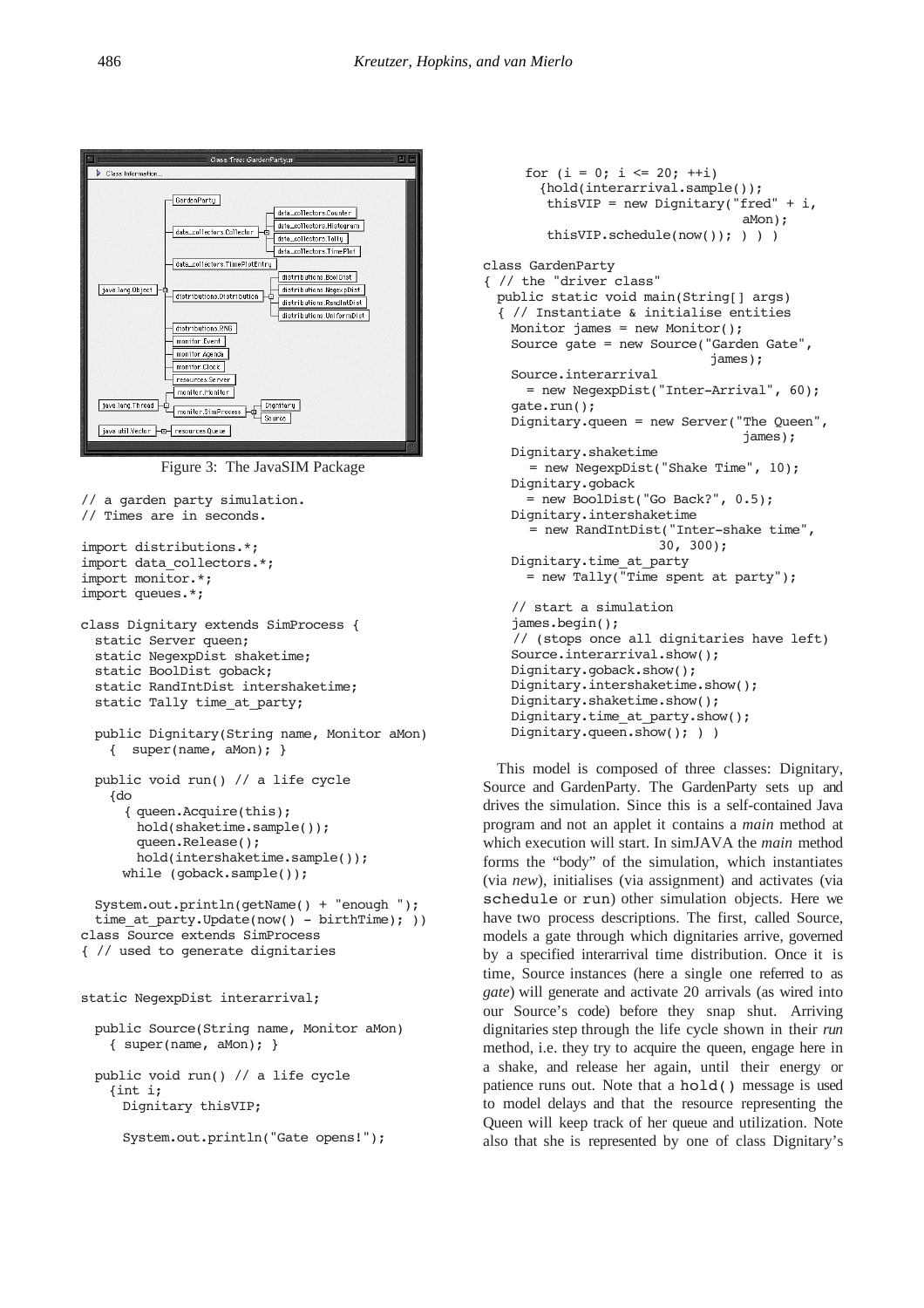Figure 3: The JavaSIM Package

```
// a garden party simulation.
// Times are in seconds.

import distributions.*;
import data_collectors.*;
import monitor.*;
import queues.*;

class Dignitary extends SimProcess {
  static Server queen;
  static NegexpDist shaketime;
  static BoolDist goback;
  static RandIntDist intershaketime;
  static Tally time_at_party;

  public Dignitary(String name, Monitor aMon)
    {  super(name, aMon); }

  public void run() // a life cycle
    {do
      { queen.Acquire(this);
        hold(shaketime.sample());
        queen.Release();
        hold(intershaketime.sample());
      while (goback.sample());

  System.out.println(getName() + "enough ");
  time_at_party.Update(now() - birthTime); ))
class Source extends SimProcess
{ // used to generate dignitaries


static NegexpDist interarrival;

  public Source(String name, Monitor aMon)
    { super(name, aMon); }

  public void run() // a life cycle
    {int i;
      Dignitary thisVIP;

      System.out.println("Gate opens!");

      for (i = 0; i <= 20; ++i)
        {hold(interarrival.sample());
         thisVIP = new Dignitary("fred" + i,
                                  aMon);
         thisVIP.schedule(now()); ) ) )

class GardenParty
{ // the "driver class"
  public static void main(String[] args)
  { // Instantiate & initialise entities
    Monitor james = new Monitor();
    Source gate = new Source("Garden Gate",
                             james);
    Source.interarrival
      = new NegexpDist("Inter-Arrival", 60);
    gate.run();
    Dignitary.queen = new Server("The Queen",
                                  james);
    Dignitary.shaketime
      = new NegexpDist("Shake Time", 10);
    Dignitary.goback
      = new BoolDist("Go Back?", 0.5);
    Dignitary.intershaketime
      = new RandIntDist("Inter-shake time",
                    30, 300);
    Dignitary.time_at_party
      = new Tally("Time spent at party");

    // start a simulation
    james.begin();
    // (stops once all dignitaries have left)
    Source.interarrival.show();
    Dignitary.goback.show();
    Dignitary.intershaketime.show();
    Dignitary.shaketime.show();
    Dignitary.time_at_party.show();
    Dignitary.queen.show(); ) )
```

This model is composed of three classes: Dignitary, Source and GardenParty. The GardenParty sets up and drives the simulation. Since this is a self-contained Java program and not an applet it contains a *main* method at which execution will start. In simJAVA the *main* method forms the "body" of the simulation, which instantiates (via *new*), initialises (via assignment) and activates (via `schedule` or `run`) other simulation objects. Here we have two process descriptions. The first, called Source, models a gate through which dignitaries arrive, governed by a specified interarrival time distribution. Once it is time, Source instances (here a single one referred to as *gate*) will generate and activate 20 arrivals (as wired into our Source's code) before they snap shut. Arriving dignitaries step through the life cycle shown in their *run* method, i.e. they try to acquire the queen, engage here in a shake, and release her again, until their energy or patience runs out. Note that a `hold()` message is used to model delays and that the resource representing the Queen will keep track of her queue and utilization. Note also that she is represented by one of class Dignitary's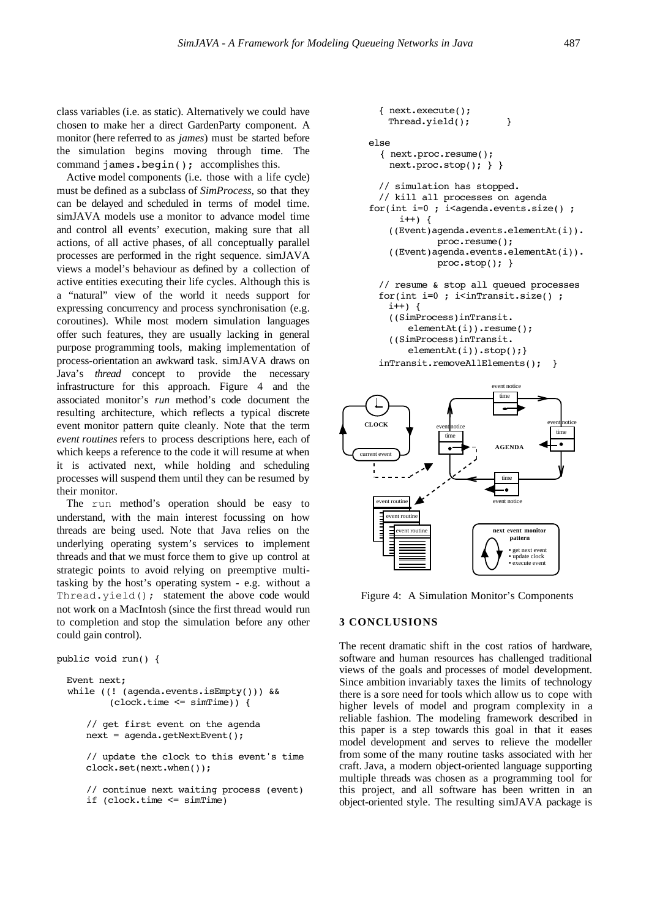class variables (i.e. as static). Alternatively we could have chosen to make her a direct GardenParty component. A monitor (here referred to as *james*) must be started before the simulation begins moving through time. The command `james.begin();` accomplishes this.

Active model components (i.e. those with a life cycle) must be defined as a subclass of *SimProcess*, so that they can be delayed and scheduled in terms of model time. simJAVA models use a monitor to advance model time and control all events' execution, making sure that all actions, of all active phases, of all conceptually parallel processes are performed in the right sequence. simJAVA views a model's behaviour as defined by a collection of active entities executing their life cycles. Although this is a "natural" view of the world it needs support for expressing concurrency and process synchronisation (e.g. coroutines). While most modern simulation languages offer such features, they are usually lacking in general purpose programming tools, making implementation of process-orientation an awkward task. simJAVA draws on Java's *thread* concept to provide the necessary infrastructure for this approach. Figure 4 and the associated monitor's *run* method's code document the resulting architecture, which reflects a typical discrete event monitor pattern quite cleanly. Note that the term *event routines* refers to process descriptions here, each of which keeps a reference to the code it will resume at when it is activated next, while holding and scheduling processes will suspend them until they can be resumed by their monitor.

The `run` method's operation should be easy to understand, with the main interest focussing on how threads are being used. Note that Java relies on the underlying operating system's services to implement threads and that we must force them to give up control at strategic points to avoid relying on preemptive multi-tasking by the host's operating system - e.g. without a `Thread.yield();` statement the above code would not work on a MacIntosh (since the first thread would run to completion and stop the simulation before any other could gain control).

```
public void run() {

  Event next;
  while ((! (agenda.events.isEmpty())) &&
         (clock.time <= simTime)) {

     // get first event on the agenda
     next = agenda.getNextEvent();

     // update the clock to this event's time
     clock.set(next.when());

     // continue next waiting process (event)
     if (clock.time <= simTime)
       { next.execute();
         Thread.yield();       }

     else
       { next.proc.resume();
         next.proc.stop(); } }

    // simulation has stopped.
    // kill all processes on agenda
  for(int i=0 ; i<agenda.events.size() ;
        i++) {
      ((Event)agenda.events.elementAt(i)).
              proc.resume();
      ((Event)agenda.events.elementAt(i)).
              proc.stop(); }

    // resume & stop all queued processes
    for(int i=0 ; i<inTransit.size() ;
      i++) {
      ((SimProcess)inTransit.
          elementAt(i)).resume();
      ((SimProcess)inTransit.
          elementAt(i)).stop();}
    inTransit.removeAllElements();  }
```

Figure 4: A Simulation Monitor's Components

## 3 CONCLUSIONS

The recent dramatic shift in the cost ratios of hardware, software and human resources has challenged traditional views of the goals and processes of model development. Since ambition invariably taxes the limits of technology there is a sore need for tools which allow us to cope with higher levels of model and program complexity in a reliable fashion. The modeling framework described in this paper is a step towards this goal in that it eases model development and serves to relieve the modeller from some of the many routine tasks associated with her craft. Java, a modern object-oriented language supporting multiple threads was chosen as a programming tool for this project, and all software has been written in an object-oriented style. The resulting simJAVA package is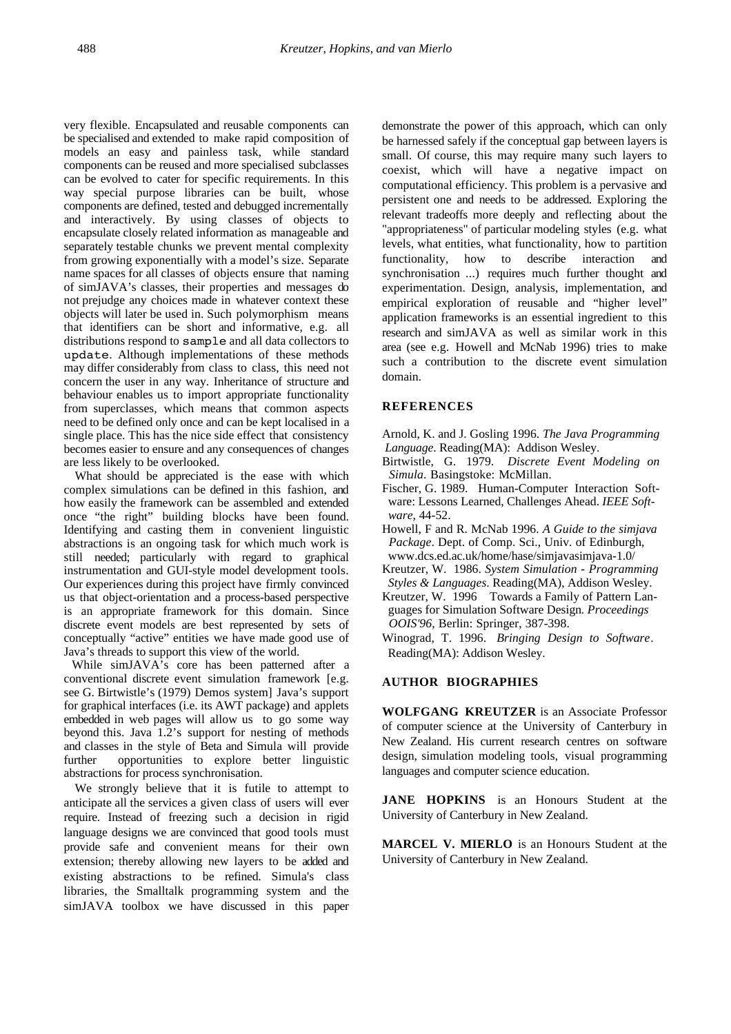very flexible. Encapsulated and reusable components can be specialised and extended to make rapid composition of models an easy and painless task, while standard components can be reused and more specialised subclasses can be evolved to cater for specific requirements. In this way special purpose libraries can be built, whose components are defined, tested and debugged incrementally and interactively. By using classes of objects to encapsulate closely related information as manageable and separately testable chunks we prevent mental complexity from growing exponentially with a model's size. Separate name spaces for all classes of objects ensure that naming of simJAVA's classes, their properties and messages do not prejudge any choices made in whatever context these objects will later be used in. Such polymorphism means that identifiers can be short and informative, e.g. all distributions respond to `sample` and all data collectors to `update`. Although implementations of these methods may differ considerably from class to class, this need not concern the user in any way. Inheritance of structure and behaviour enables us to import appropriate functionality from superclasses, which means that common aspects need to be defined only once and can be kept localised in a single place. This has the nice side effect that consistency becomes easier to ensure and any consequences of changes are less likely to be overlooked.

What should be appreciated is the ease with which complex simulations can be defined in this fashion, and how easily the framework can be assembled and extended once "the right" building blocks have been found. Identifying and casting them in convenient linguistic abstractions is an ongoing task for which much work is still needed; particularly with regard to graphical instrumentation and GUI-style model development tools. Our experiences during this project have firmly convinced us that object-orientation and a process-based perspective is an appropriate framework for this domain. Since discrete event models are best represented by sets of conceptually "active" entities we have made good use of Java's threads to support this view of the world.

While simJAVA's core has been patterned after a conventional discrete event simulation framework [e.g. see G. Birtwistle's (1979) Demos system] Java's support for graphical interfaces (i.e. its AWT package) and applets embedded in web pages will allow us to go some way beyond this. Java 1.2's support for nesting of methods and classes in the style of Beta and Simula will provide further opportunities to explore better linguistic abstractions for process synchronisation.

We strongly believe that it is futile to attempt to anticipate all the services a given class of users will ever require. Instead of freezing such a decision in rigid language designs we are convinced that good tools must provide safe and convenient means for their own extension; thereby allowing new layers to be added and existing abstractions to be refined. Simula's class libraries, the Smalltalk programming system and the simJAVA toolbox we have discussed in this paper demonstrate the power of this approach, which can only be harnessed safely if the conceptual gap between layers is small. Of course, this may require many such layers to coexist, which will have a negative impact on computational efficiency. This problem is a pervasive and persistent one and needs to be addressed. Exploring the relevant tradeoffs more deeply and reflecting about the "appropriateness" of particular modeling styles (e.g. what levels, what entities, what functionality, how to partition functionality, how to describe interaction and synchronisation ...) requires much further thought and experimentation. Design, analysis, implementation, and empirical exploration of reusable and "higher level" application frameworks is an essential ingredient to this research and simJAVA as well as similar work in this area (see e.g. Howell and McNab 1996) tries to make such a contribution to the discrete event simulation domain.

## REFERENCES

Arnold, K. and J. Gosling 1996. *The Java Programming Language*. Reading(MA): Addison Wesley.

Birtwistle, G. 1979. *Discrete Event Modeling on Simula*. Basingstoke: McMillan.

Fischer, G. 1989. Human-Computer Interaction Software: Lessons Learned, Challenges Ahead. *IEEE Software*, 44-52.

Howell, F and R. McNab 1996. *A Guide to the simjava Package*. Dept. of Comp. Sci., Univ. of Edinburgh, www.dcs.ed.ac.uk/home/hase/simjavasimjava-1.0/

Kreutzer, W. 1986. *System Simulation - Programming Styles & Languages*. Reading(MA), Addison Wesley.

Kreutzer, W. 1996 Towards a Family of Pattern Languages for Simulation Software Design. *Proceedings OOIS'96*, Berlin: Springer, 387-398.

Winograd, T. 1996. *Bringing Design to Software*. Reading(MA): Addison Wesley.

## AUTHOR BIOGRAPHIES

**WOLFGANG KREUTZER** is an Associate Professor of computer science at the University of Canterbury in New Zealand. His current research centres on software design, simulation modeling tools, visual programming languages and computer science education.

**JANE HOPKINS** is an Honours Student at the University of Canterbury in New Zealand.

**MARCEL V. MIERLO** is an Honours Student at the University of Canterbury in New Zealand.